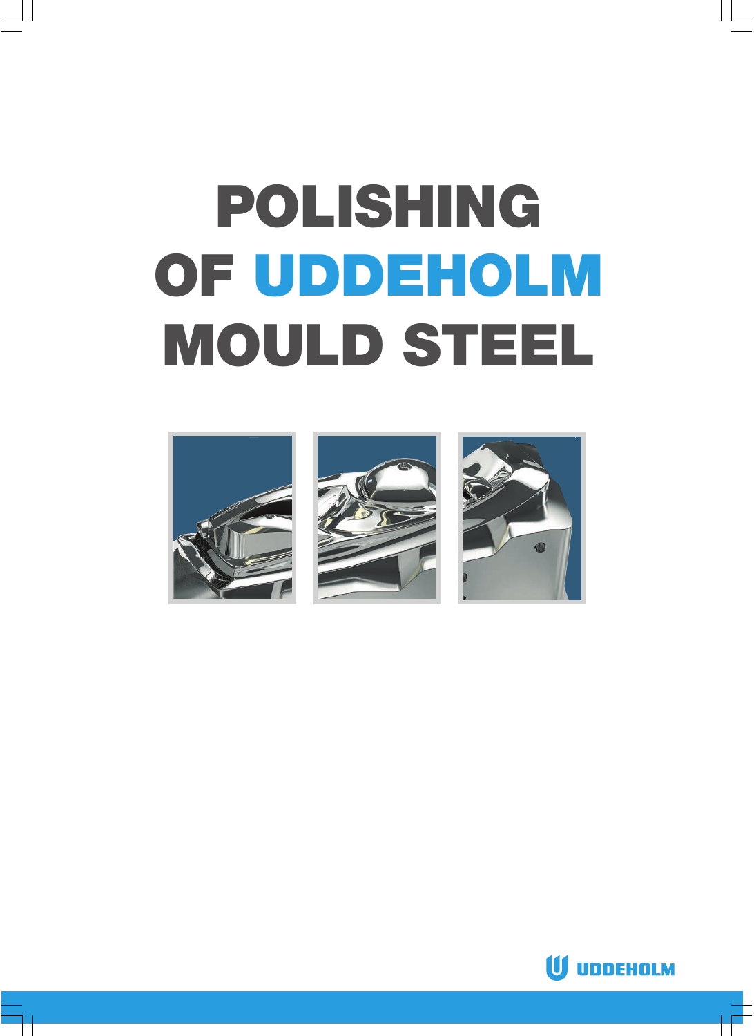# POLISHING OF UDDEHOLM MOULD STEEL

UDDEHOLM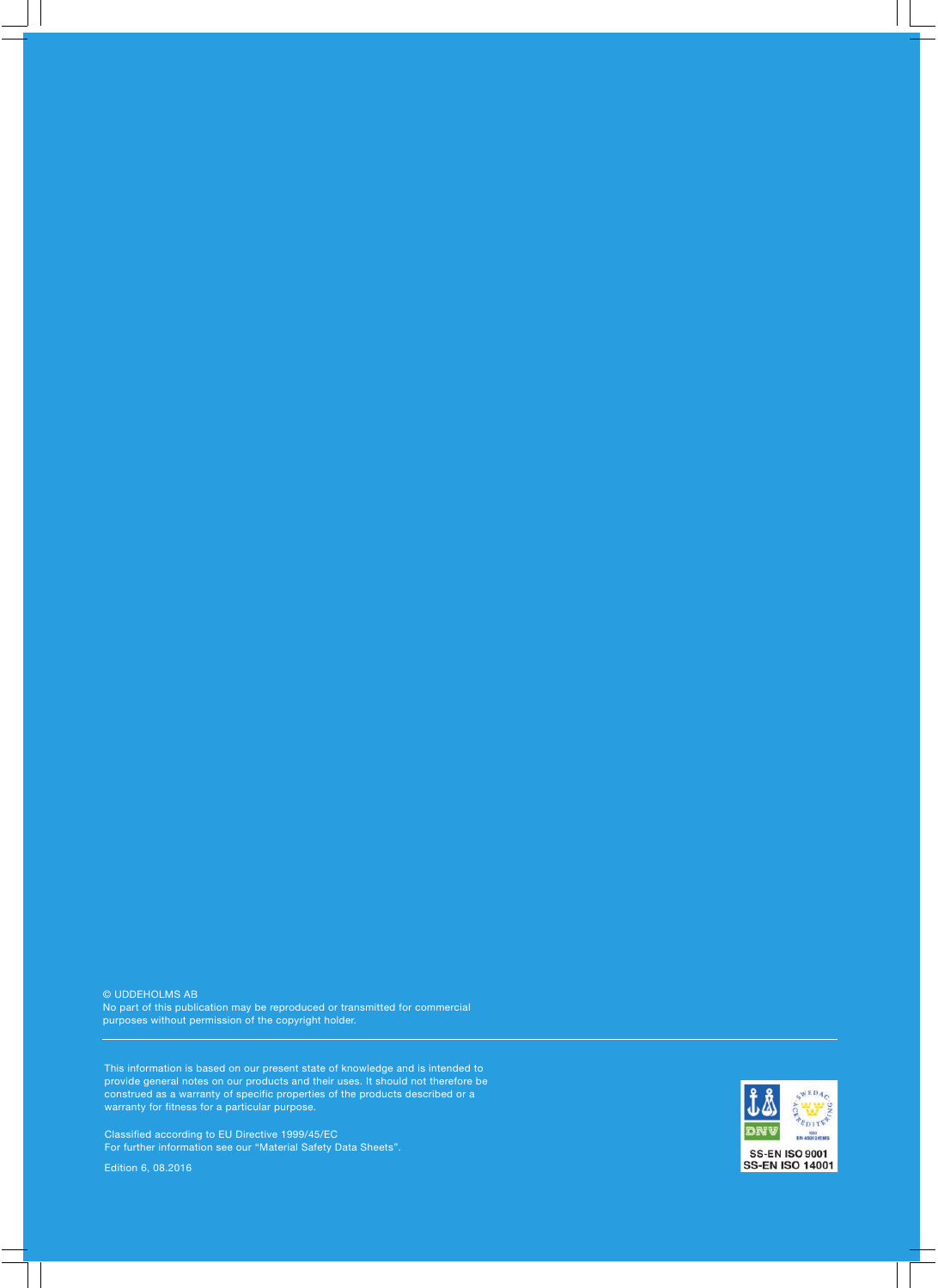© UDDEHOLMS AB
No part of this publication may be reproduced or transmitted for commercial purposes without permission of the copyright holder.

---

This information is based on our present state of knowledge and is intended to provide general notes on our products and their uses. It should not therefore be construed as a warranty of specific properties of the products described or a warranty for fitness for a particular purpose.

Classified according to EU Directive 1999/45/EC
For further information see our "Material Safety Data Sheets".

Edition 6, 08.2016

SS-EN ISO 9001
SS-EN ISO 14001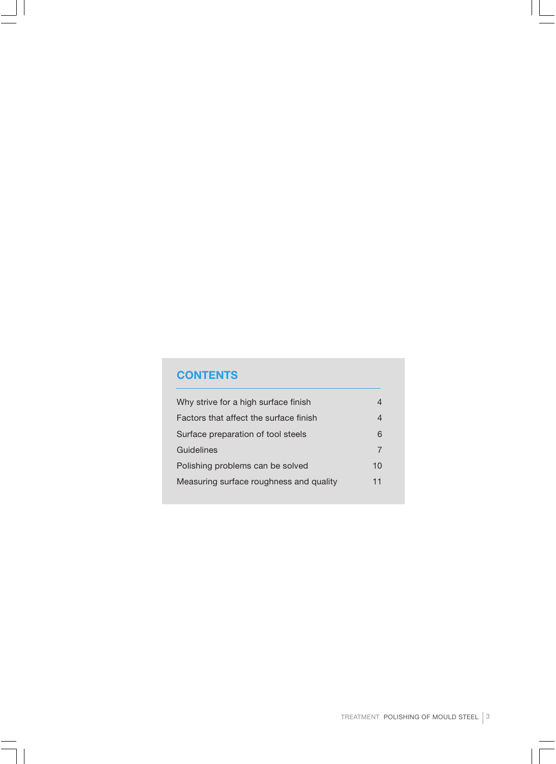## CONTENTS

| | |
|---|---|
| Why strive for a high surface finish | 4 |
| Factors that affect the surface finish | 4 |
| Surface preparation of tool steels | 6 |
| Guidelines | 7 |
| Polishing problems can be solved | 10 |
| Measuring surface roughness and quality | 11 |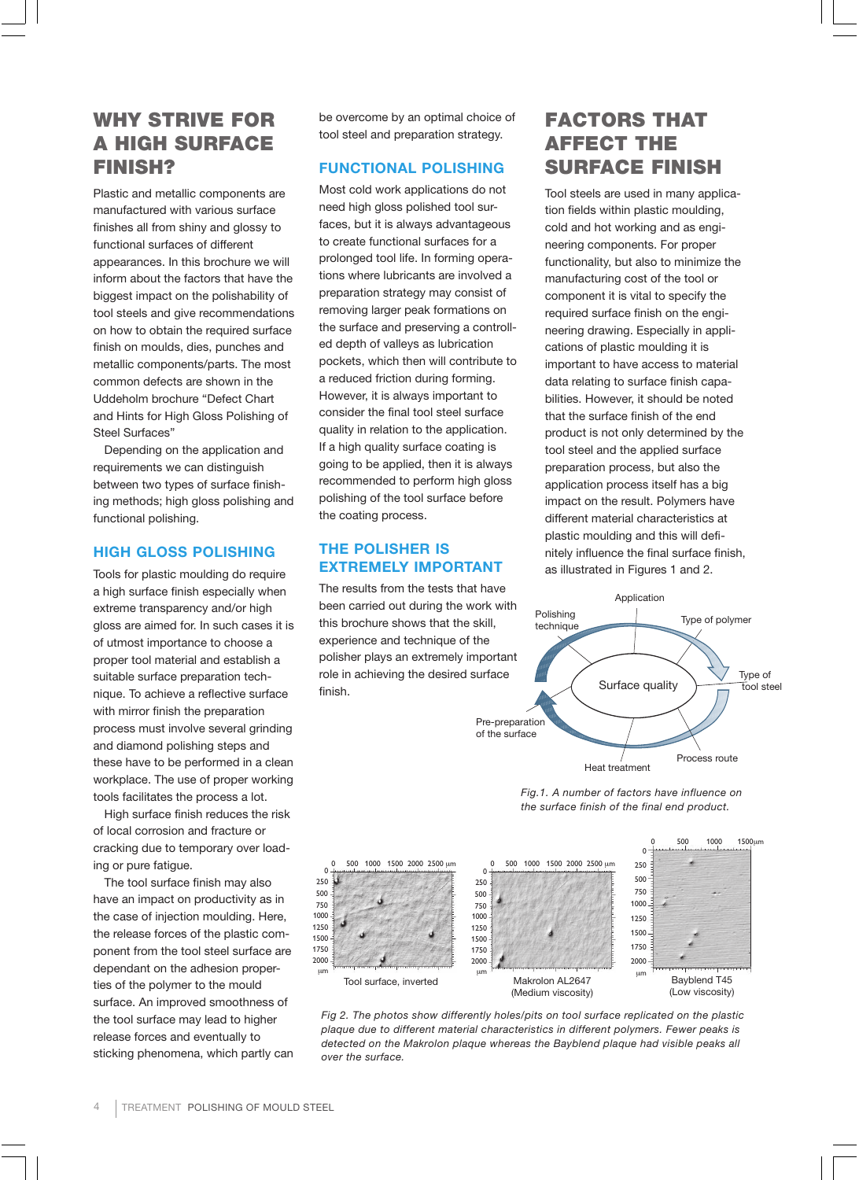## WHY STRIVE FOR A HIGH SURFACE FINISH?

Plastic and metallic components are manufactured with various surface finishes all from shiny and glossy to functional surfaces of different appearances. In this brochure we will inform about the factors that have the biggest impact on the polishability of tool steels and give recommendations on how to obtain the required surface finish on moulds, dies, punches and metallic components/parts. The most common defects are shown in the Uddeholm brochure "Defect Chart and Hints for High Gloss Polishing of Steel Surfaces"

Depending on the application and requirements we can distinguish between two types of surface finishing methods; high gloss polishing and functional polishing.

### HIGH GLOSS POLISHING

Tools for plastic moulding do require a high surface finish especially when extreme transparency and/or high gloss are aimed for. In such cases it is of utmost importance to choose a proper tool material and establish a suitable surface preparation technique. To achieve a reflective surface with mirror finish the preparation process must involve several grinding and diamond polishing steps and these have to be performed in a clean workplace. The use of proper working tools facilitates the process a lot.

High surface finish reduces the risk of local corrosion and fracture or cracking due to temporary over loading or pure fatigue.

The tool surface finish may also have an impact on productivity as in the case of injection moulding. Here, the release forces of the plastic component from the tool steel surface are dependant on the adhesion properties of the polymer to the mould surface. An improved smoothness of the tool surface may lead to higher release forces and eventually to sticking phenomena, which partly can be overcome by an optimal choice of tool steel and preparation strategy.

### FUNCTIONAL POLISHING

Most cold work applications do not need high gloss polished tool surfaces, but it is always advantageous to create functional surfaces for a prolonged tool life. In forming operations where lubricants are involved a preparation strategy may consist of removing larger peak formations on the surface and preserving a controlled depth of valleys as lubrication pockets, which then will contribute to a reduced friction during forming. However, it is always important to consider the final tool steel surface quality in relation to the application. If a high quality surface coating is going to be applied, then it is always recommended to perform high gloss polishing of the tool surface before the coating process.

### THE POLISHER IS EXTREMELY IMPORTANT

The results from the tests that have been carried out during the work with this brochure shows that the skill, experience and technique of the polisher plays an extremely important role in achieving the desired surface finish.

## FACTORS THAT AFFECT THE SURFACE FINISH

Tool steels are used in many application fields within plastic moulding, cold and hot working and as engineering components. For proper functionality, but also to minimize the manufacturing cost of the tool or component it is vital to specify the required surface finish on the engineering drawing. Especially in applications of plastic moulding it is important to have access to material data relating to surface finish capabilities. However, it should be noted that the surface finish of the end product is not only determined by the tool steel and the applied surface preparation process, but also the application process itself has a big impact on the result. Polymers have different material characteristics at plastic moulding and this will definitely influence the final surface finish, as illustrated in Figures 1 and 2.

Surface quality — Application, Type of polymer, Type of tool steel, Process route, Heat treatment, Pre-preparation of the surface, Polishing technique

*Fig.1. A number of factors have influence on the surface finish of the final end product.*

Tool surface, inverted | Makrolon AL2647 (Medium viscosity) | Bayblend T45 (Low viscosity)

*Fig 2. The photos show differently holes/pits on tool surface replicated on the plastic plaque due to different material characteristics in different polymers. Fewer peaks is detected on the Makrolon plaque whereas the Bayblend plaque had visible peaks all over the surface.*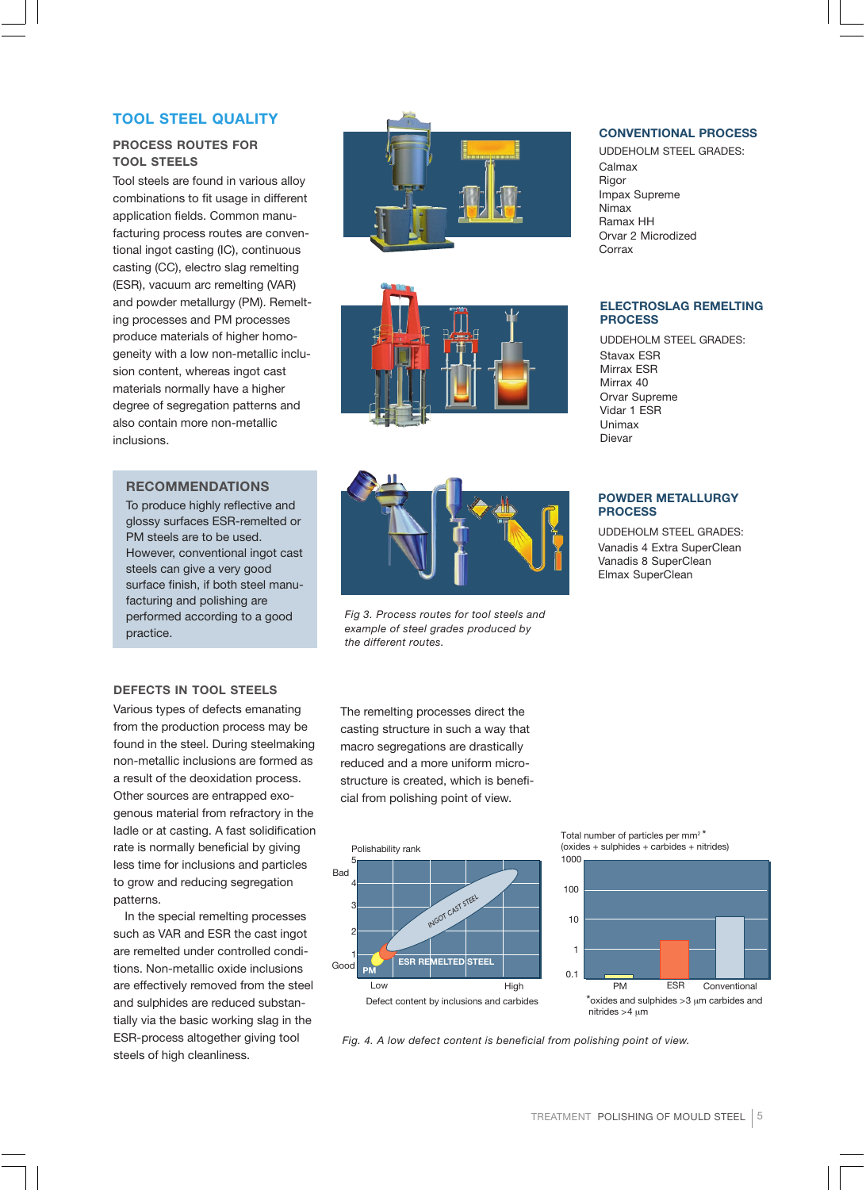## TOOL STEEL QUALITY

### PROCESS ROUTES FOR TOOL STEELS

Tool steels are found in various alloy combinations to fit usage in different application fields. Common manufacturing process routes are conventional ingot casting (IC), continuous casting (CC), electro slag remelting (ESR), vacuum arc remelting (VAR) and powder metallurgy (PM). Remelting processes and PM processes produce materials of higher homogeneity with a low non-metallic inclusion content, whereas ingot cast materials normally have a higher degree of segregation patterns and also contain more non-metallic inclusions.

> **RECOMMENDATIONS**
>
> To produce highly reflective and glossy surfaces ESR-remelted or PM steels are to be used. However, conventional ingot cast steels can give a very good surface finish, if both steel manufacturing and polishing are performed according to a good practice.

#### CONVENTIONAL PROCESS

UDDEHOLM STEEL GRADES:

Calmax
Rigor
Impax Supreme
Nimax
Ramax HH
Orvar 2 Microdized
Corrax

#### ELECTROSLAG REMELTING PROCESS

UDDEHOLM STEEL GRADES:

Stavax ESR
Mirrax ESR
Mirrax 40
Orvar Supreme
Vidar 1 ESR
Unimax
Dievar

#### POWDER METALLURGY PROCESS

UDDEHOLM STEEL GRADES:

Vanadis 4 Extra SuperClean
Vanadis 8 SuperClean
Elmax SuperClean

*Fig 3. Process routes for tool steels and example of steel grades produced by the different routes.*

### DEFECTS IN TOOL STEELS

Various types of defects emanating from the production process may be found in the steel. During steelmaking non-metallic inclusions are formed as a result of the deoxidation process. Other sources are entrapped exogenous material from refractory in the ladle or at casting. A fast solidification rate is normally beneficial by giving less time for inclusions and particles to grow and reducing segregation patterns.

In the special remelting processes such as VAR and ESR the cast ingot are remelted under controlled conditions. Non-metallic oxide inclusions are effectively removed from the steel and sulphides are reduced substantially via the basic working slag in the ESR-process altogether giving tool steels of high cleanliness.

The remelting processes direct the casting structure in such a way that macro segregations are drastically reduced and a more uniform microstructure is created, which is beneficial from polishing point of view.

*Fig. 4. A low defect content is beneficial from polishing point of view.*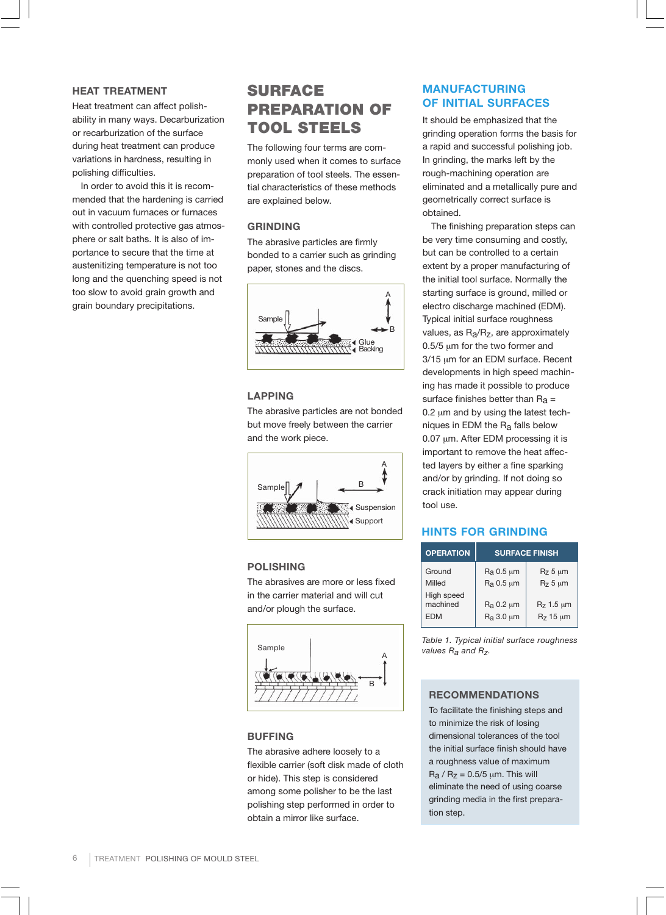### HEAT TREATMENT

Heat treatment can affect polishability in many ways. Decarburization or recarburization of the surface during heat treatment can produce variations in hardness, resulting in polishing difficulties.

In order to avoid this it is recommended that the hardening is carried out in vacuum furnaces or furnaces with controlled protective gas atmosphere or salt baths. It is also of importance to secure that the time at austenitizing temperature is not too long and the quenching speed is not too slow to avoid grain growth and grain boundary precipitations.

## SURFACE PREPARATION OF TOOL STEELS

The following four terms are commonly used when it comes to surface preparation of tool steels. The essential characteristics of these methods are explained below.

### GRINDING

The abrasive particles are firmly bonded to a carrier such as grinding paper, stones and the discs.

### LAPPING

The abrasive particles are not bonded but move freely between the carrier and the work piece.

### POLISHING

The abrasives are more or less fixed in the carrier material and will cut and/or plough the surface.

### BUFFING

The abrasive adhere loosely to a flexible carrier (soft disk made of cloth or hide). This step is considered among some polisher to be the last polishing step performed in order to obtain a mirror like surface.

## MANUFACTURING OF INITIAL SURFACES

It should be emphasized that the grinding operation forms the basis for a rapid and successful polishing job. In grinding, the marks left by the rough-machining operation are eliminated and a metallically pure and geometrically correct surface is obtained.

The finishing preparation steps can be very time consuming and costly, but can be controlled to a certain extent by a proper manufacturing of the initial tool surface. Normally the starting surface is ground, milled or electro discharge machined (EDM). Typical initial surface roughness values, as $R_a/R_z$, are approximately 0.5/5 µm for the two former and 3/15 µm for an EDM surface. Recent developments in high speed machining has made it possible to produce surface finishes better than $R_a$ = 0.2 µm and by using the latest techniques in EDM the $R_a$ falls below 0.07 µm. After EDM processing it is important to remove the heat affected layers by either a fine sparking and/or by grinding. If not doing so crack initiation may appear during tool use.

## HINTS FOR GRINDING

| OPERATION | SURFACE FINISH | |
|---|---|---|
| Ground | $R_a$ 0.5 µm | $R_z$ 5 µm |
| Milled | $R_a$ 0.5 µm | $R_z$ 5 µm |
| High speed machined | $R_a$ 0.2 µm | $R_z$ 1.5 µm |
| EDM | $R_a$ 3.0 µm | $R_z$ 15 µm |

*Table 1. Typical initial surface roughness values $R_a$ and $R_z$.*

### RECOMMENDATIONS

To facilitate the finishing steps and to minimize the risk of losing dimensional tolerances of the tool the initial surface finish should have a roughness value of maximum $R_a$ / $R_z$ = 0.5/5 µm. This will eliminate the need of using coarse grinding media in the first preparation step.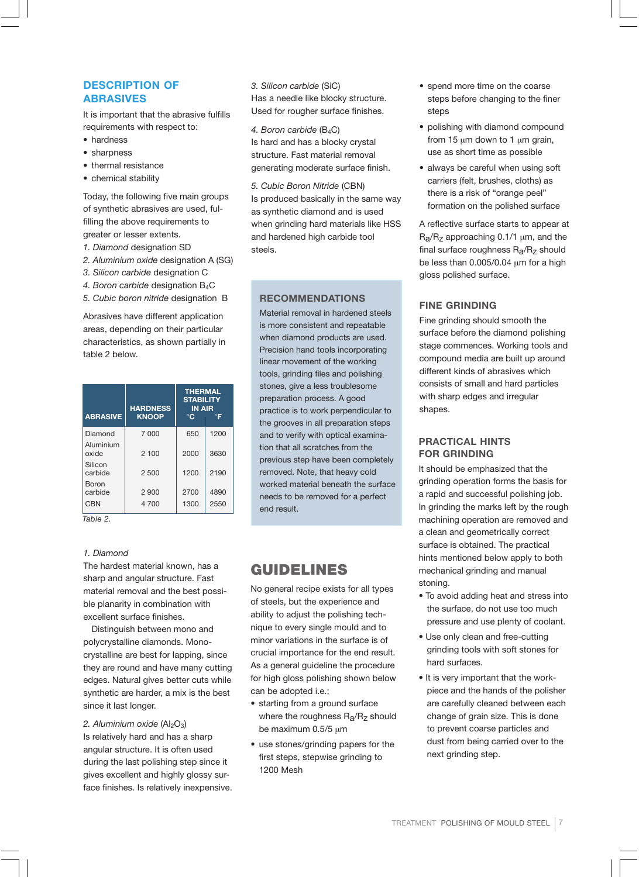## DESCRIPTION OF ABRASIVES

It is important that the abrasive fulfills requirements with respect to:

- hardness
- sharpness
- thermal resistance
- chemical stability

Today, the following five main groups of synthetic abrasives are used, fulfilling the above requirements to greater or lesser extents.

1. *Diamond* designation SD
2. *Aluminium oxide* designation A (SG)
3. *Silicon carbide* designation C
4. *Boron carbide* designation $B_4C$
5. *Cubic boron nitride* designation B

Abrasives have different application areas, depending on their particular characteristics, as shown partially in table 2 below.

| ABRASIVE | HARDNESS KNOOP | THERMAL STABILITY IN AIR °C | °F |
|---|---|---|---|
| Diamond | 7 000 | 650 | 1200 |
| Aluminium oxide | 2 100 | 2000 | 3630 |
| Silicon carbide | 2 500 | 1200 | 2190 |
| Boron carbide | 2 900 | 2700 | 4890 |
| CBN | 4 700 | 1300 | 2550 |

*Table 2.*

*1. Diamond*
The hardest material known, has a sharp and angular structure. Fast material removal and the best possible planarity in combination with excellent surface finishes.

Distinguish between mono and polycrystalline diamonds. Monocrystalline are best for lapping, since they are round and have many cutting edges. Natural gives better cuts while synthetic are harder, a mix is the best since it last longer.

*2. Aluminium oxide* ($Al_2O_3$)
Is relatively hard and has a sharp angular structure. It is often used during the last polishing step since it gives excellent and highly glossy surface finishes. Is relatively inexpensive.

*3. Silicon carbide* (SiC)
Has a needle like blocky structure. Used for rougher surface finishes.

*4. Boron carbide* ($B_4C$)
Is hard and has a blocky crystal structure. Fast material removal generating moderate surface finish.

*5. Cubic Boron Nitride* (CBN)
Is produced basically in the same way as synthetic diamond and is used when grinding hard materials like HSS and hardened high carbide tool steels.

### RECOMMENDATIONS

Material removal in hardened steels is more consistent and repeatable when diamond products are used. Precision hand tools incorporating linear movement of the working tools, grinding files and polishing stones, give a less troublesome preparation process. A good practice is to work perpendicular to the grooves in all preparation steps and to verify with optical examination that all scratches from the previous step have been completely removed. Note, that heavy cold worked material beneath the surface needs to be removed for a perfect end result.

## GUIDELINES

No general recipe exists for all types of steels, but the experience and ability to adjust the polishing technique to every single mould and to minor variations in the surface is of crucial importance for the end result. As a general guideline the procedure for high gloss polishing shown below can be adopted i.e.;

- starting from a ground surface where the roughness $R_a/R_z$ should be maximum 0.5/5 µm
- use stones/grinding papers for the first steps, stepwise grinding to 1200 Mesh
- spend more time on the coarse steps before changing to the finer steps
- polishing with diamond compound from 15 µm down to 1 µm grain, use as short time as possible
- always be careful when using soft carriers (felt, brushes, cloths) as there is a risk of "orange peel" formation on the polished surface

A reflective surface starts to appear at $R_a/R_z$ approaching 0.1/1 µm, and the final surface roughness $R_a/R_z$ should be less than 0.005/0.04 µm for a high gloss polished surface.

## FINE GRINDING

Fine grinding should smooth the surface before the diamond polishing stage commences. Working tools and compound media are built up around different kinds of abrasives which consists of small and hard particles with sharp edges and irregular shapes.

## PRACTICAL HINTS FOR GRINDING

It should be emphasized that the grinding operation forms the basis for a rapid and successful polishing job. In grinding the marks left by the rough machining operation are removed and a clean and geometrically correct surface is obtained. The practical hints mentioned below apply to both mechanical grinding and manual stoning.

- To avoid adding heat and stress into the surface, do not use too much pressure and use plenty of coolant.
- Use only clean and free-cutting grinding tools with soft stones for hard surfaces.
- It is very important that the workpiece and the hands of the polisher are carefully cleaned between each change of grain size. This is done to prevent coarse particles and dust from being carried over to the next grinding step.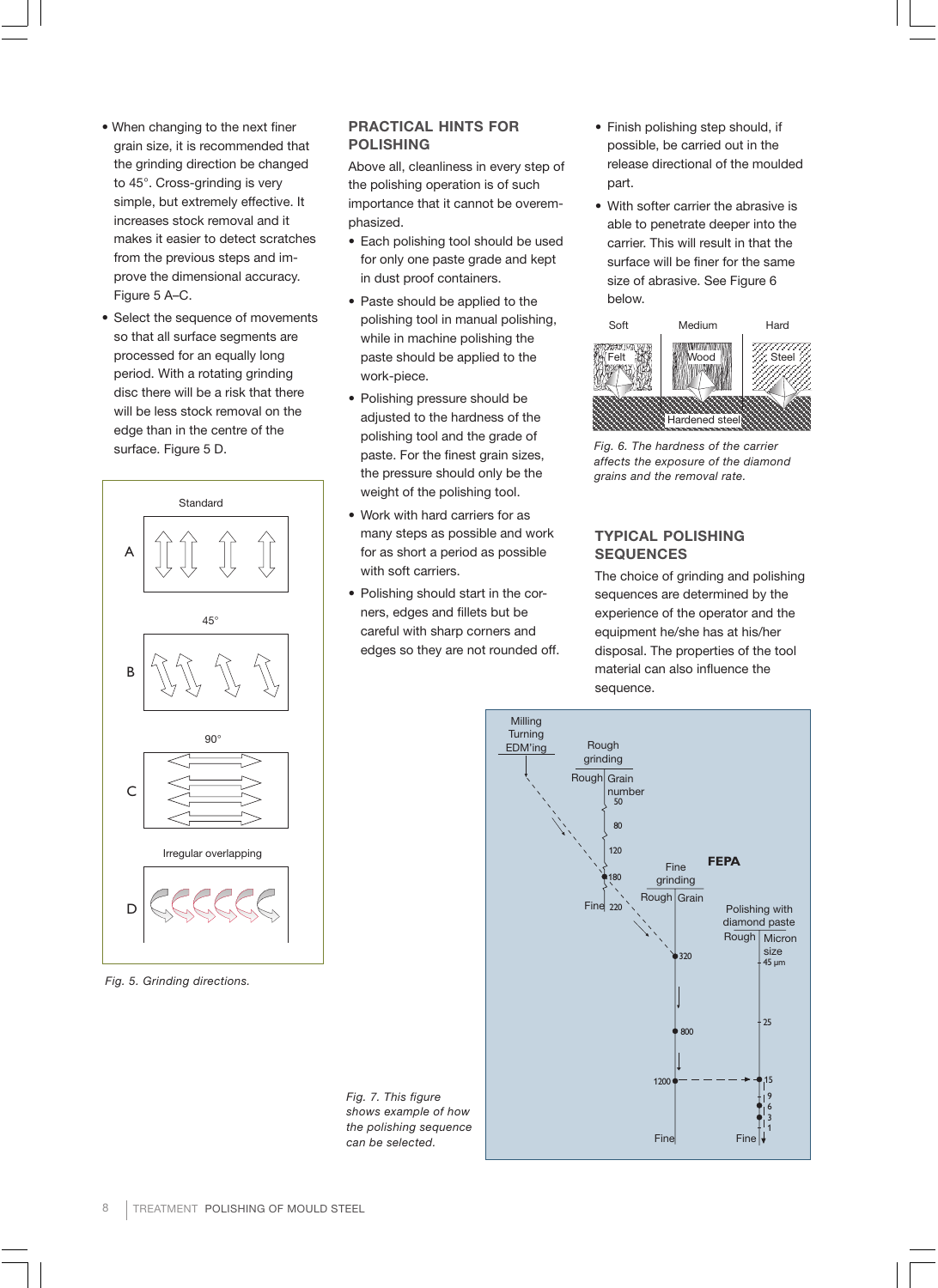- When changing to the next finer grain size, it is recommended that the grinding direction be changed to 45°. Cross-grinding is very simple, but extremely effective. It increases stock removal and it makes it easier to detect scratches from the previous steps and improve the dimensional accuracy. Figure 5 A–C.
- Select the sequence of movements so that all surface segments are processed for an equally long period. With a rotating grinding disc there will be a risk that there will be less stock removal on the edge than in the centre of the surface. Figure 5 D.

*Fig. 5. Grinding directions.*

## PRACTICAL HINTS FOR POLISHING

Above all, cleanliness in every step of the polishing operation is of such importance that it cannot be overemphasized.

- Each polishing tool should be used for only one paste grade and kept in dust proof containers.
- Paste should be applied to the polishing tool in manual polishing, while in machine polishing the paste should be applied to the work-piece.
- Polishing pressure should be adjusted to the hardness of the polishing tool and the grade of paste. For the finest grain sizes, the pressure should only be the weight of the polishing tool.
- Work with hard carriers for as many steps as possible and work for as short a period as possible with soft carriers.
- Polishing should start in the corners, edges and fillets but be careful with sharp corners and edges so they are not rounded off.
- Finish polishing step should, if possible, be carried out in the release directional of the moulded part.
- With softer carrier the abrasive is able to penetrate deeper into the carrier. This will result in that the surface will be finer for the same size of abrasive. See Figure 6 below.

*Fig. 6. The hardness of the carrier affects the exposure of the diamond grains and the removal rate.*

## TYPICAL POLISHING SEQUENCES

The choice of grinding and polishing sequences are determined by the experience of the operator and the equipment he/she has at his/her disposal. The properties of the tool material can also influence the sequence.

*Fig. 7. This figure shows example of how the polishing sequence can be selected.*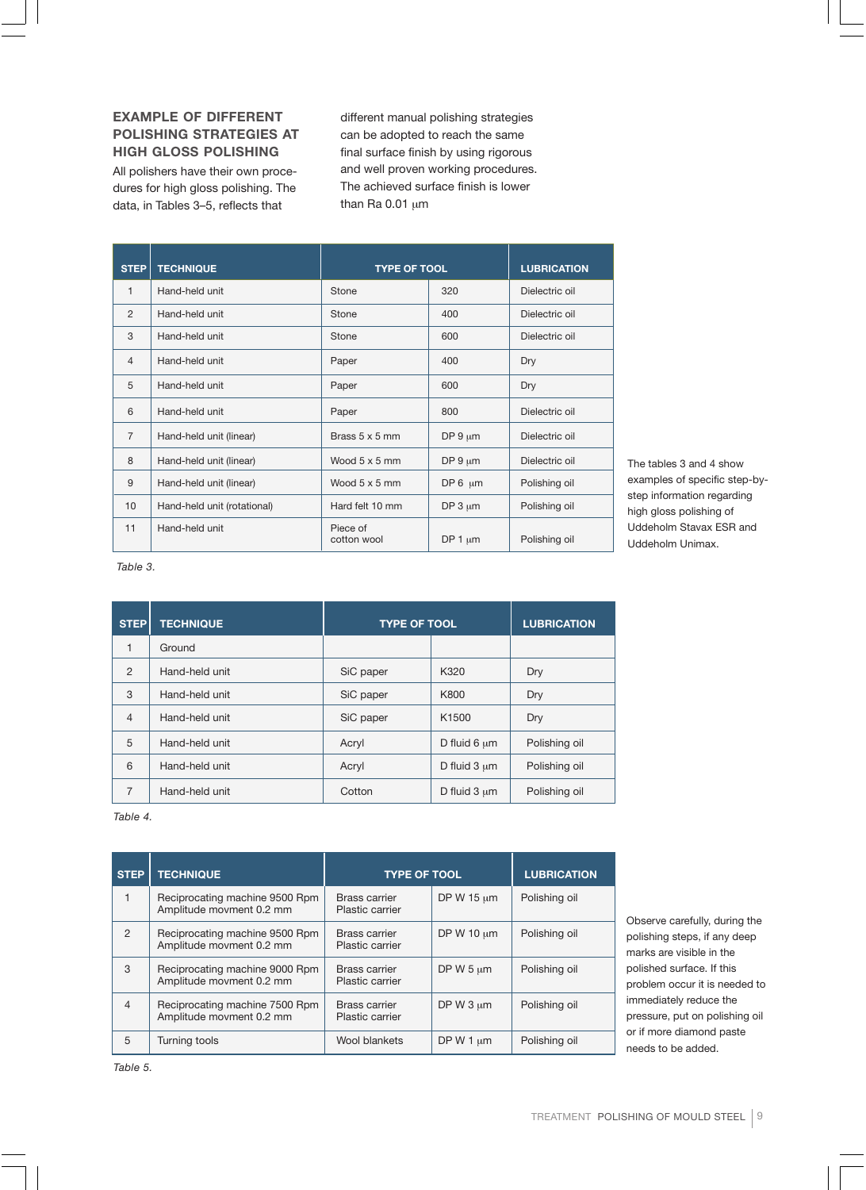## EXAMPLE OF DIFFERENT POLISHING STRATEGIES AT HIGH GLOSS POLISHING

All polishers have their own procedures for high gloss polishing. The data, in Tables 3–5, reflects that different manual polishing strategies can be adopted to reach the same final surface finish by using rigorous and well proven working procedures. The achieved surface finish is lower than Ra 0.01 µm

| STEP | TECHNIQUE | TYPE OF TOOL | | LUBRICATION |
|---|---|---|---|---|
| 1 | Hand-held unit | Stone | 320 | Dielectric oil |
| 2 | Hand-held unit | Stone | 400 | Dielectric oil |
| 3 | Hand-held unit | Stone | 600 | Dielectric oil |
| 4 | Hand-held unit | Paper | 400 | Dry |
| 5 | Hand-held unit | Paper | 600 | Dry |
| 6 | Hand-held unit | Paper | 800 | Dielectric oil |
| 7 | Hand-held unit (linear) | Brass 5 x 5 mm | DP 9 µm | Dielectric oil |
| 8 | Hand-held unit (linear) | Wood 5 x 5 mm | DP 9 µm | Dielectric oil |
| 9 | Hand-held unit (linear) | Wood 5 x 5 mm | DP 6 µm | Polishing oil |
| 10 | Hand-held unit (rotational) | Hard felt 10 mm | DP 3 µm | Polishing oil |
| 11 | Hand-held unit | Piece of cotton wool | DP 1 µm | Polishing oil |

*Table 3.*

The tables 3 and 4 show examples of specific step-by-step information regarding high gloss polishing of Uddeholm Stavax ESR and Uddeholm Unimax.

| STEP | TECHNIQUE | TYPE OF TOOL | | LUBRICATION |
|---|---|---|---|---|
| 1 | Ground | | | |
| 2 | Hand-held unit | SiC paper | K320 | Dry |
| 3 | Hand-held unit | SiC paper | K800 | Dry |
| 4 | Hand-held unit | SiC paper | K1500 | Dry |
| 5 | Hand-held unit | Acryl | D fluid 6 µm | Polishing oil |
| 6 | Hand-held unit | Acryl | D fluid 3 µm | Polishing oil |
| 7 | Hand-held unit | Cotton | D fluid 3 µm | Polishing oil |

*Table 4.*

| STEP | TECHNIQUE | TYPE OF TOOL | | LUBRICATION |
|---|---|---|---|---|
| 1 | Reciprocating machine 9500 Rpm Amplitude movment 0.2 mm | Brass carrier Plastic carrier | DP W 15 µm | Polishing oil |
| 2 | Reciprocating machine 9500 Rpm Amplitude movment 0.2 mm | Brass carrier Plastic carrier | DP W 10 µm | Polishing oil |
| 3 | Reciprocating machine 9000 Rpm Amplitude movment 0.2 mm | Brass carrier Plastic carrier | DP W 5 µm | Polishing oil |
| 4 | Reciprocating machine 7500 Rpm Amplitude movment 0.2 mm | Brass carrier Plastic carrier | DP W 3 µm | Polishing oil |
| 5 | Turning tools | Wool blankets | DP W 1 µm | Polishing oil |

*Table 5.*

Observe carefully, during the polishing steps, if any deep marks are visible in the polished surface. If this problem occur it is needed to immediately reduce the pressure, put on polishing oil or if more diamond paste needs to be added.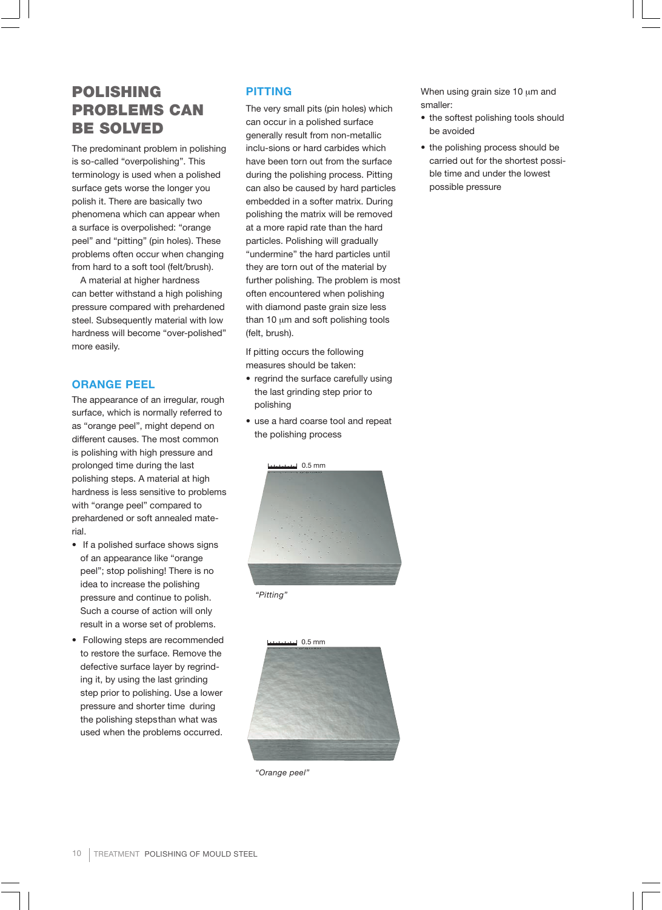# POLISHING PROBLEMS CAN BE SOLVED

The predominant problem in polishing is so-called "overpolishing". This terminology is used when a polished surface gets worse the longer you polish it. There are basically two phenomena which can appear when a surface is overpolished: "orange peel" and "pitting" (pin holes). These problems often occur when changing from hard to a soft tool (felt/brush).

A material at higher hardness can better withstand a high polishing pressure compared with prehardened steel. Subsequently material with low hardness will become "over-polished" more easily.

## ORANGE PEEL

The appearance of an irregular, rough surface, which is normally referred to as "orange peel", might depend on different causes. The most common is polishing with high pressure and prolonged time during the last polishing steps. A material at high hardness is less sensitive to problems with "orange peel" compared to prehardened or soft annealed material.

- If a polished surface shows signs of an appearance like "orange peel"; stop polishing! There is no idea to increase the polishing pressure and continue to polish. Such a course of action will only result in a worse set of problems.
- Following steps are recommended to restore the surface. Remove the defective surface layer by regrinding it, by using the last grinding step prior to polishing. Use a lower pressure and shorter time during the polishing stepsthan what was used when the problems occurred.

## PITTING

The very small pits (pin holes) which can occur in a polished surface generally result from non-metallic inclu-sions or hard carbides which have been torn out from the surface during the polishing process. Pitting can also be caused by hard particles embedded in a softer matrix. During polishing the matrix will be removed at a more rapid rate than the hard particles. Polishing will gradually "undermine" the hard particles until they are torn out of the material by further polishing. The problem is most often encountered when polishing with diamond paste grain size less than 10 μm and soft polishing tools (felt, brush).

If pitting occurs the following measures should be taken:

- regrind the surface carefully using the last grinding step prior to polishing
- use a hard coarse tool and repeat the polishing process

0.5 mm

*"Pitting"*

0.5 mm

*"Orange peel"*

When using grain size 10 μm and smaller:

- the softest polishing tools should be avoided
- the polishing process should be carried out for the shortest possible time and under the lowest possible pressure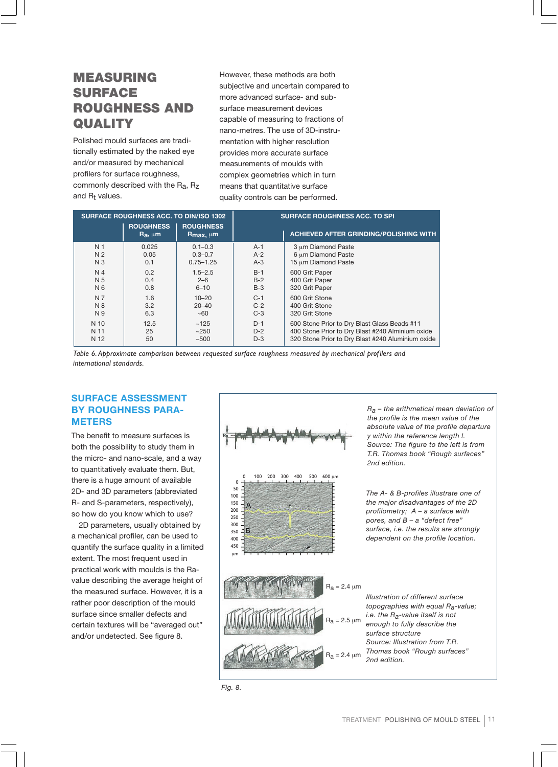# MEASURING SURFACE ROUGHNESS AND QUALITY

Polished mould surfaces are traditionally estimated by the naked eye and/or measured by mechanical profilers for surface roughness, commonly described with the $R_a$, $R_z$ and $R_t$ values.

However, these methods are both subjective and uncertain compared to more advanced surface- and sub-surface measurement devices capable of measuring to fractions of nano-metres. The use of 3D-instrumentation with higher resolution provides more accurate surface measurements of moulds with complex geometries which in turn means that quantitative surface quality controls can be performed.

| SURFACE ROUGHNESS ACC. TO DIN/ISO 1302 | | | SURFACE ROUGHNESS ACC. TO SPI | |
|---|---|---|---|---|
| | ROUGHNESS $R_a$, µm | ROUGHNESS $R_{max}$, µm | | ACHIEVED AFTER GRINDING/POLISHING WITH |
| N 1 | 0.025 | 0.1–0.3 | A-1 | 3 µm Diamond Paste |
| N 2 | 0.05 | 0.3–0.7 | A-2 | 6 µm Diamond Paste |
| N 3 | 0.1 | 0.75–1.25 | A-3 | 15 µm Diamond Paste |
| N 4 | 0.2 | 1.5–2.5 | B-1 | 600 Grit Paper |
| N 5 | 0.4 | 2–6 | B-2 | 400 Grit Paper |
| N 6 | 0.8 | 6–10 | B-3 | 320 Grit Paper |
| N 7 | 1.6 | 10–20 | C-1 | 600 Grit Stone |
| N 8 | 3.2 | 20–40 | C-2 | 400 Grit Stone |
| N 9 | 6.3 | ~60 | C-3 | 320 Grit Stone |
| N 10 | 12.5 | ~125 | D-1 | 600 Stone Prior to Dry Blast Glass Beads #11 |
| N 11 | 25 | ~250 | D-2 | 400 Stone Prior to Dry Blast #240 Alminium oxide |
| N 12 | 50 | ~500 | D-3 | 320 Stone Prior to Dry Blast #240 Aluminium oxide |

*Table 6. Approximate comparison between requested surface roughness measured by mechanical profilers and international standards.*

## SURFACE ASSESSMENT BY ROUGHNESS PARAMETERS

The benefit to measure surfaces is both the possibility to study them in the micro- and nano-scale, and a way to quantitatively evaluate them. But, there is a huge amount of available 2D- and 3D parameters (abbreviated R- and S-parameters, respectively), so how do you know which to use?

2D parameters, usually obtained by a mechanical profiler, can be used to quantify the surface quality in a limited extent. The most frequent used in practical work with moulds is the Ra-value describing the average height of the measured surface. However, it is a rather poor description of the mould surface since smaller defects and certain textures will be "averaged out" and/or undetected. See figure 8.

*$R_a$ – the arithmetical mean deviation of the profile is the mean value of the absolute value of the profile departure y within the reference length l. Source: The figure to the left is from T.R. Thomas book "Rough surfaces" 2nd edition.*

*The A- & B-profiles illustrate one of the major disadvantages of the 2D profilometry; A – a surface with pores, and B – a "defect free" surface, i.e. the results are strongly dependent on the profile location.*

$R_a$ = 2.4 µm

$R_a$ = 2.5 µm

$R_a$ = 2.4 µm

*Illustration of different surface topographies with equal $R_a$-value; i.e. the $R_a$-value itself is not enough to fully describe the surface structure. Source: Illustration from T.R. Thomas book "Rough surfaces" 2nd edition.*

*Fig. 8.*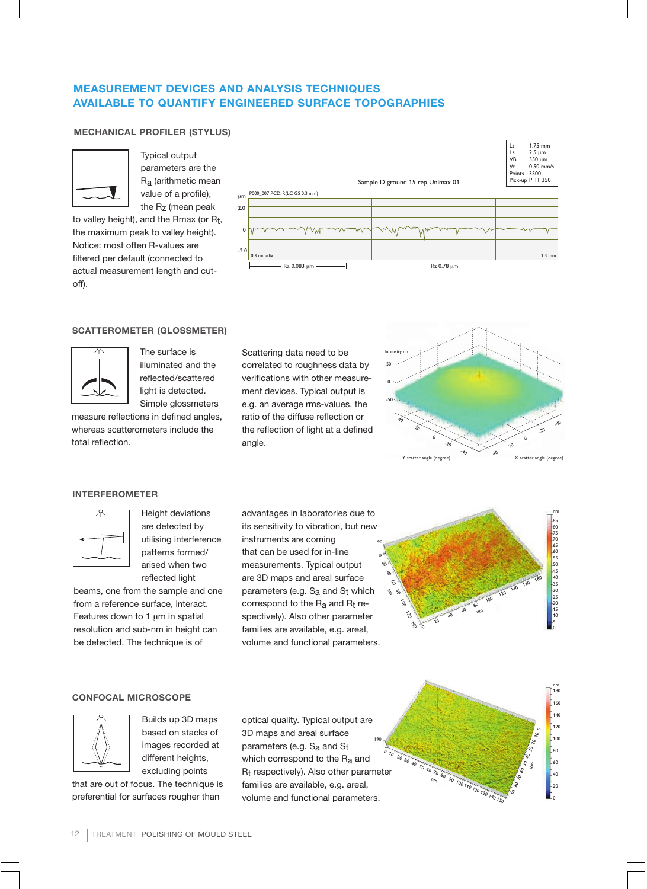## MEASUREMENT DEVICES AND ANALYSIS TECHNIQUES AVAILABLE TO QUANTIFY ENGINEERED SURFACE TOPOGRAPHIES

### MECHANICAL PROFILER (STYLUS)

Typical output parameters are the $R_a$ (arithmetic mean value of a profile), the $R_z$ (mean peak to valley height), and the Rmax (or $R_t$, the maximum peak to valley height). Notice: most often R-values are filtered per default (connected to actual measurement length and cut-off).

### SCATTEROMETER (GLOSSMETER)

The surface is illuminated and the reflected/scattered light is detected. Simple glossmeters measure reflections in defined angles, whereas scatterometers include the total reflection.

Scattering data need to be correlated to roughness data by verifications with other measurement devices. Typical output is e.g. an average rms-values, the ratio of the diffuse reflection or the reflection of light at a defined angle.

### INTERFEROMETER

Height deviations are detected by utilising interference patterns formed/arised when two reflected light beams, one from the sample and one from a reference surface, interact. Features down to 1 µm in spatial resolution and sub-nm in height can be detected. The technique is of advantages in laboratories due to its sensitivity to vibration, but new instruments are coming that can be used for in-line measurements. Typical output are 3D maps and areal surface parameters (e.g. $S_a$ and $S_t$ which correspond to the $R_a$ and $R_t$ respectively). Also other parameter families are available, e.g. areal, volume and functional parameters.

### CONFOCAL MICROSCOPE

Builds up 3D maps based on stacks of images recorded at different heights, excluding points that are out of focus. The technique is preferential for surfaces rougher than optical quality. Typical output are 3D maps and areal surface parameters (e.g. $S_a$ and $S_t$ which correspond to the $R_a$ and $R_t$ respectively). Also other parameter families are available, e.g. areal, volume and functional parameters.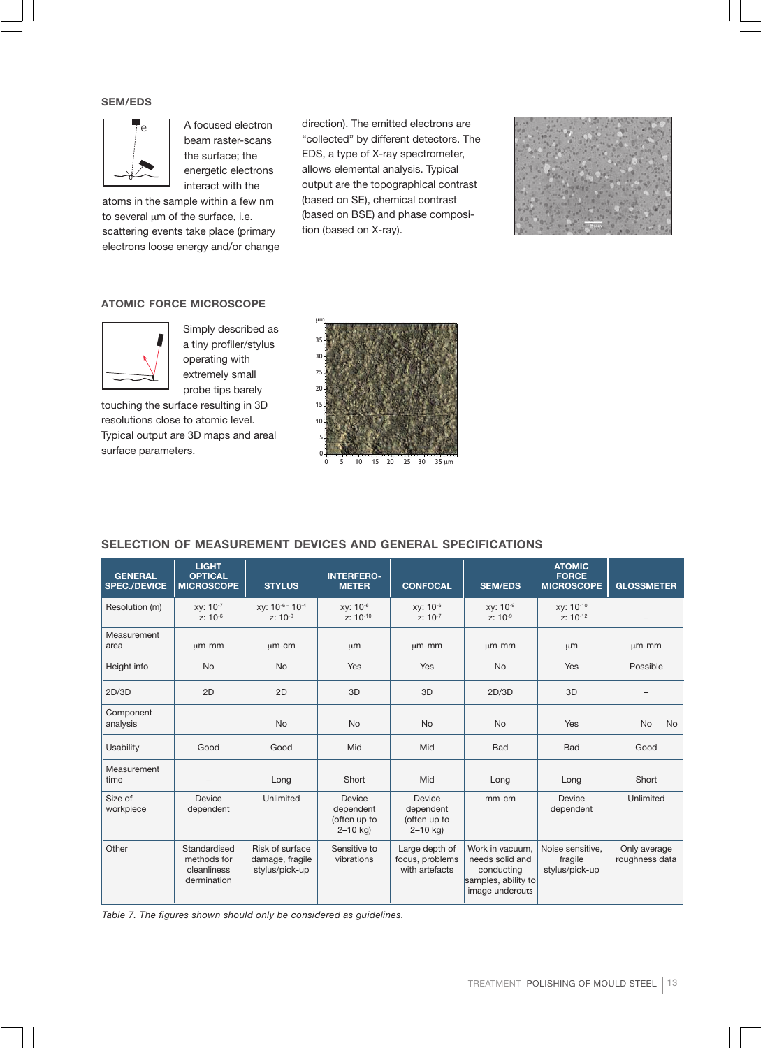### SEM/EDS

A focused electron beam raster-scans the surface; the energetic electrons interact with the atoms in the sample within a few nm to several µm of the surface, i.e. scattering events take place (primary electrons loose energy and/or change direction). The emitted electrons are "collected" by different detectors. The EDS, a type of X-ray spectrometer, allows elemental analysis. Typical output are the topographical contrast (based on SE), chemical contrast (based on BSE) and phase composition (based on X-ray).

### ATOMIC FORCE MICROSCOPE

Simply described as a tiny profiler/stylus operating with extremely small probe tips barely touching the surface resulting in 3D resolutions close to atomic level. Typical output are 3D maps and areal surface parameters.

### SELECTION OF MEASUREMENT DEVICES AND GENERAL SPECIFICATIONS

| GENERAL SPEC./DEVICE | LIGHT OPTICAL MICROSCOPE | STYLUS | INTERFERO-METER | CONFOCAL | SEM/EDS | ATOMIC FORCE MICROSCOPE | GLOSSMETER |
|---|---|---|---|---|---|---|---|
| Resolution (m) | xy: $10^{-7}$ z: $10^{-6}$ | xy: $10^{-6}$ – $10^{-4}$ z: $10^{-8}$ | xy: $10^{-6}$ z: $10^{-10}$ | xy: $10^{-6}$ z: $10^{-7}$ | xy: $10^{-9}$ z: $10^{-9}$ | xy: $10^{-10}$ z: $10^{-12}$ | – |
| Measurement area | µm-mm | µm-cm | µm | µm-mm | µm-mm | µm | µm-mm |
| Height info | No | No | Yes | Yes | No | Yes | Possible |
| 2D/3D | 2D | 2D | 3D | 3D | 2D/3D | 3D | – |
| Component analysis | | No | No | No | No | Yes | No No |
| Usability | Good | Good | Mid | Mid | Bad | Bad | Good |
| Measurement time | – | Long | Short | Mid | Long | Long | Short |
| Size of workpiece | Device dependent | Unlimited | Device dependent (often up to 2–10 kg) | Device dependent (often up to 2–10 kg) | mm-cm | Device dependent | Unlimited |
| Other | Standardised methods for cleanliness dermination | Risk of surface damage, fragile stylus/pick-up | Sensitive to vibrations | Large depth of focus, problems with artefacts | Work in vacuum, needs solid and conducting samples, ability to image undercuts | Noise sensitive, fragile stylus/pick-up | Only average roughness data |

*Table 7. The figures shown should only be considered as guidelines.*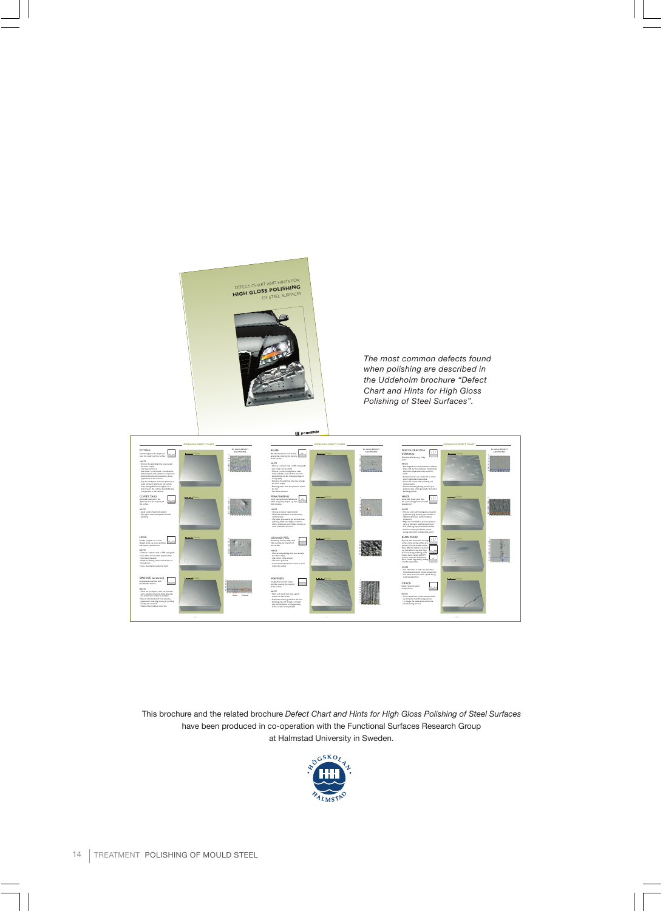*The most common defects found when polishing are described in the Uddeholm brochure “Defect Chart and Hints for High Gloss Polishing of Steel Surfaces”.*

This brochure and the related brochure *Defect Chart and Hints for High Gloss Polishing of Steel Surfaces* have been produced in co-operation with the Functional Surfaces Research Group at Halmstad University in Sweden.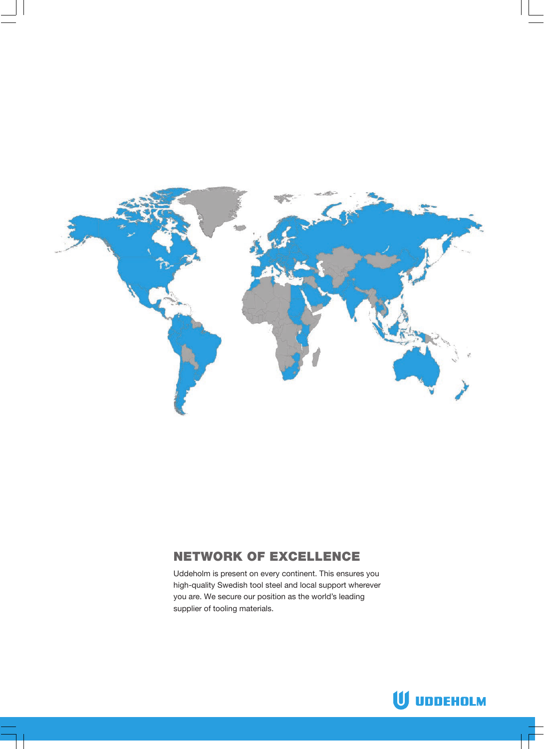## NETWORK OF EXCELLENCE

Uddeholm is present on every continent. This ensures you high-quality Swedish tool steel and local support wherever you are. We secure our position as the world's leading supplier of tooling materials.

UDDEHOLM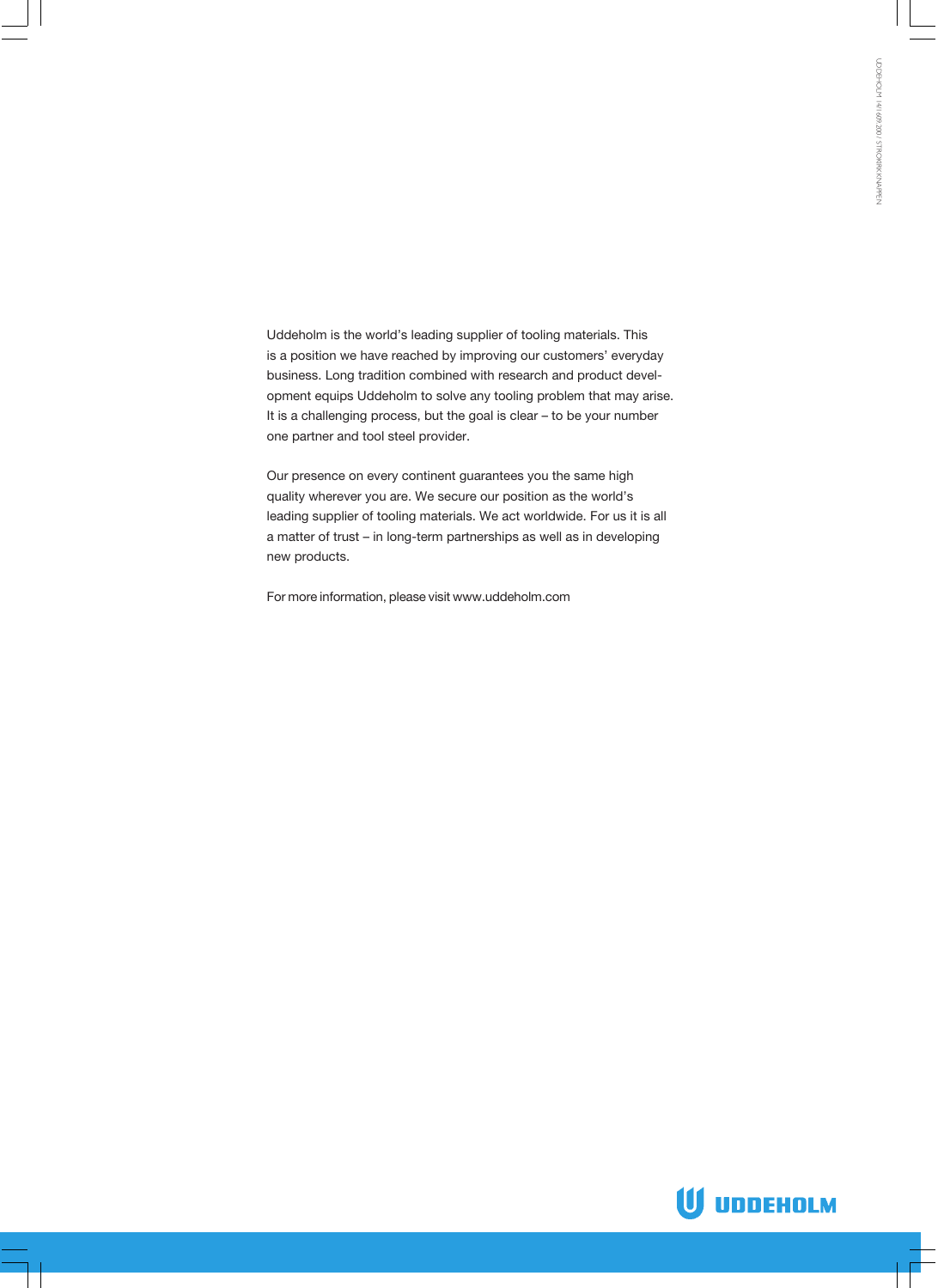Uddeholm is the world's leading supplier of tooling materials. This is a position we have reached by improving our customers' everyday business. Long tradition combined with research and product development equips Uddeholm to solve any tooling problem that may arise. It is a challenging process, but the goal is clear – to be your number one partner and tool steel provider.

Our presence on every continent guarantees you the same high quality wherever you are. We secure our position as the world's leading supplier of tooling materials. We act worldwide. For us it is all a matter of trust – in long-term partnerships as well as in developing new products.

For more information, please visit www.uddeholm.com

UDDEHOLM